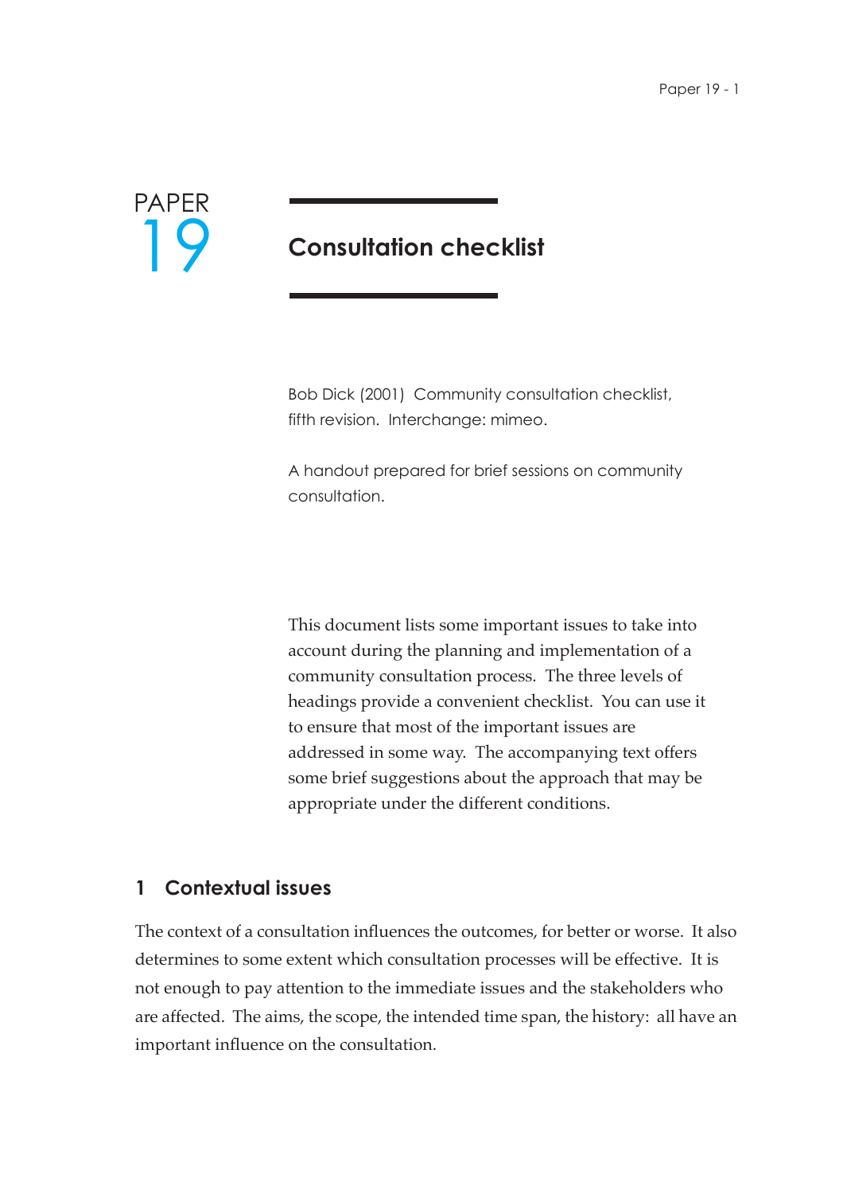PAPER 19

# Consultation checklist

Bob Dick (2001) Community consultation checklist, fifth revision. Interchange: mimeo.

A handout prepared for brief sessions on community consultation.

This document lists some important issues to take into account during the planning and implementation of a community consultation process. The three levels of headings provide a convenient checklist. You can use it to ensure that most of the important issues are addressed in some way. The accompanying text offers some brief suggestions about the approach that may be appropriate under the different conditions.

## 1 Contextual issues

The context of a consultation influences the outcomes, for better or worse. It also determines to some extent which consultation processes will be effective. It is not enough to pay attention to the immediate issues and the stakeholders who are affected. The aims, the scope, the intended time span, the history: all have an important influence on the consultation.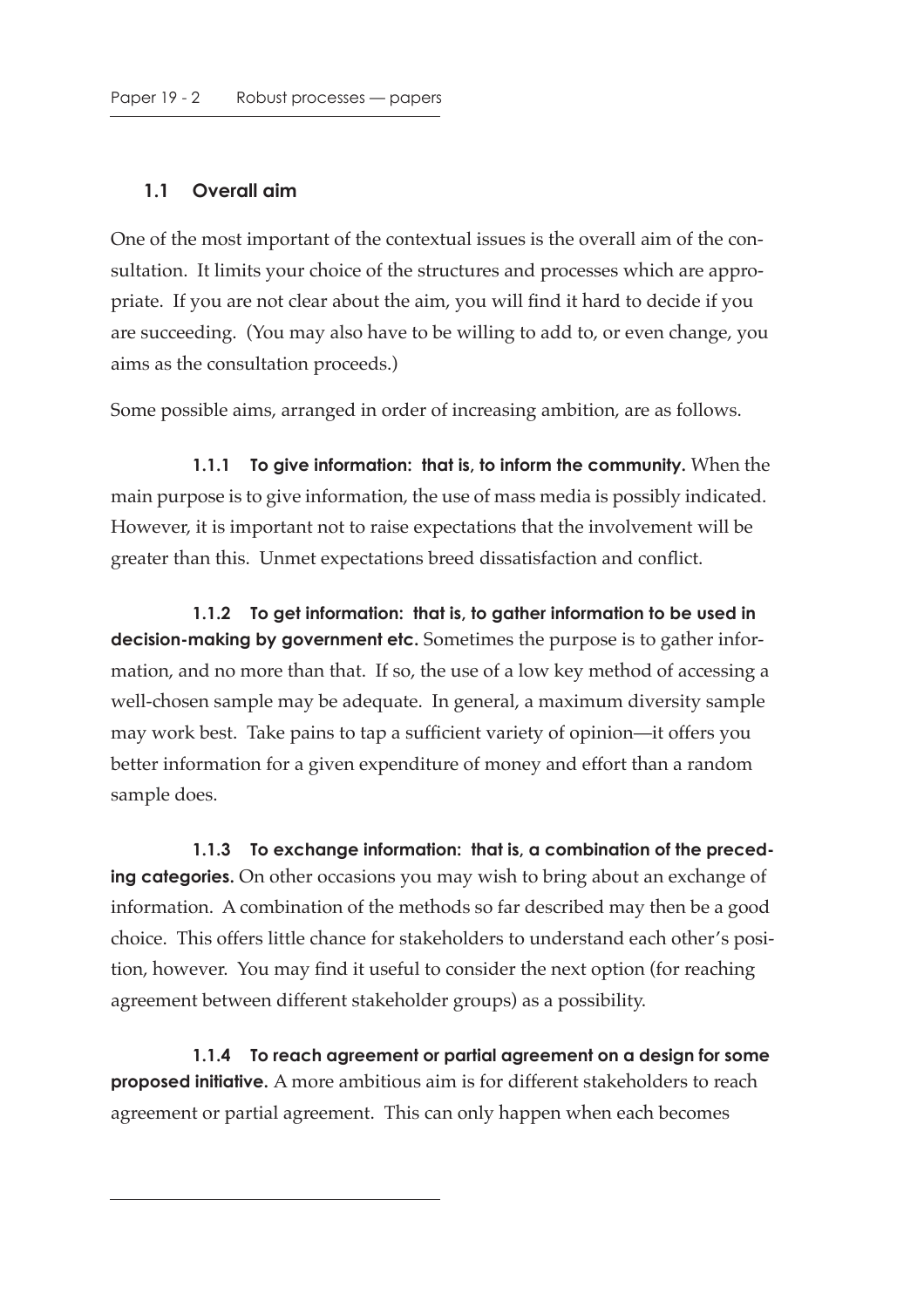## 1.1 Overall aim

One of the most important of the contextual issues is the overall aim of the consultation. It limits your choice of the structures and processes which are appropriate. If you are not clear about the aim, you will find it hard to decide if you are succeeding. (You may also have to be willing to add to, or even change, you aims as the consultation proceeds.)

Some possible aims, arranged in order of increasing ambition, are as follows.

**1.1.1 To give information: that is, to inform the community.** When the main purpose is to give information, the use of mass media is possibly indicated. However, it is important not to raise expectations that the involvement will be greater than this. Unmet expectations breed dissatisfaction and conflict.

**1.1.2 To get information: that is, to gather information to be used in decision-making by government etc.** Sometimes the purpose is to gather information, and no more than that. If so, the use of a low key method of accessing a well-chosen sample may be adequate. In general, a maximum diversity sample may work best. Take pains to tap a sufficient variety of opinion—it offers you better information for a given expenditure of money and effort than a random sample does.

**1.1.3 To exchange information: that is, a combination of the preceding categories.** On other occasions you may wish to bring about an exchange of information. A combination of the methods so far described may then be a good choice. This offers little chance for stakeholders to understand each other's position, however. You may find it useful to consider the next option (for reaching agreement between different stakeholder groups) as a possibility.

**1.1.4 To reach agreement or partial agreement on a design for some proposed initiative.** A more ambitious aim is for different stakeholders to reach agreement or partial agreement. This can only happen when each becomes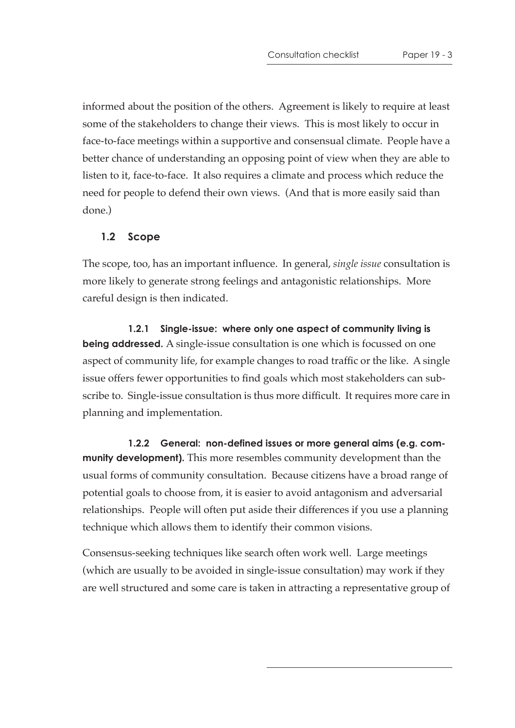informed about the position of the others. Agreement is likely to require at least some of the stakeholders to change their views. This is most likely to occur in face-to-face meetings within a supportive and consensual climate. People have a better chance of understanding an opposing point of view when they are able to listen to it, face-to-face. It also requires a climate and process which reduce the need for people to defend their own views. (And that is more easily said than done.)

## 1.2 Scope

The scope, too, has an important influence. In general, *single issue* consultation is more likely to generate strong feelings and antagonistic relationships. More careful design is then indicated.

**1.2.1 Single-issue: where only one aspect of community living is being addressed.** A single-issue consultation is one which is focussed on one aspect of community life, for example changes to road traffic or the like. A single issue offers fewer opportunities to find goals which most stakeholders can subscribe to. Single-issue consultation is thus more difficult. It requires more care in planning and implementation.

**1.2.2 General: non-defined issues or more general aims (e.g. community development).** This more resembles community development than the usual forms of community consultation. Because citizens have a broad range of potential goals to choose from, it is easier to avoid antagonism and adversarial relationships. People will often put aside their differences if you use a planning technique which allows them to identify their common visions.

Consensus-seeking techniques like search often work well. Large meetings (which are usually to be avoided in single-issue consultation) may work if they are well structured and some care is taken in attracting a representative group of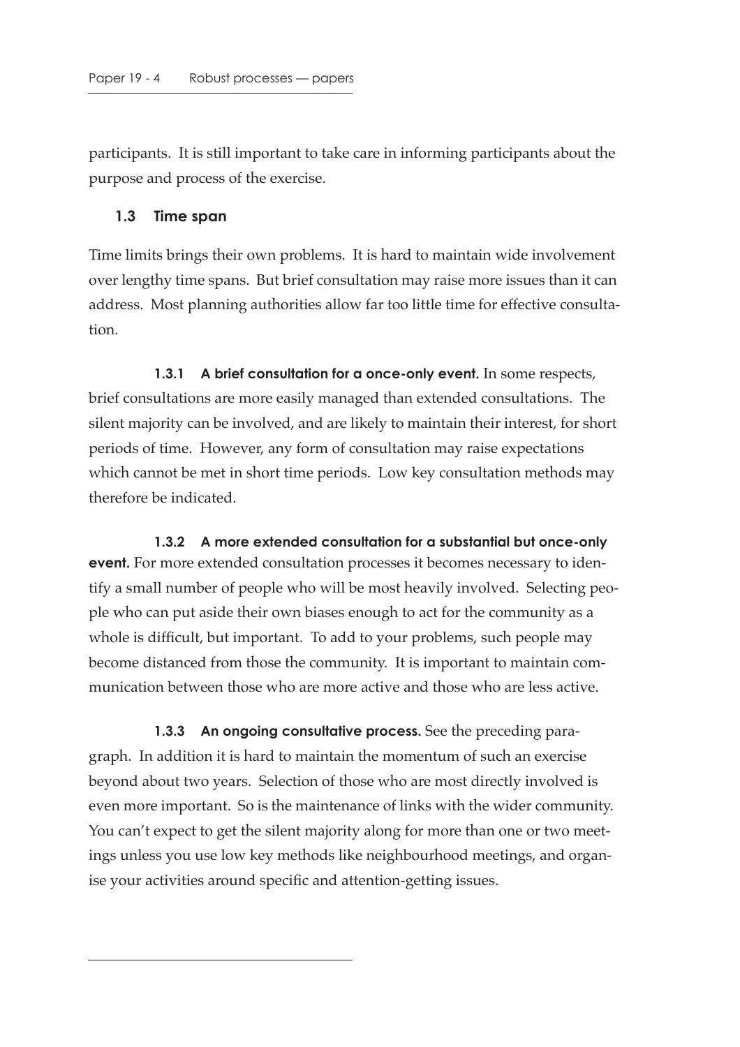participants. It is still important to take care in informing participants about the purpose and process of the exercise.

### 1.3 Time span

Time limits brings their own problems. It is hard to maintain wide involvement over lengthy time spans. But brief consultation may raise more issues than it can address. Most planning authorities allow far too little time for effective consultation.

**1.3.1 A brief consultation for a once-only event.** In some respects, brief consultations are more easily managed than extended consultations. The silent majority can be involved, and are likely to maintain their interest, for short periods of time. However, any form of consultation may raise expectations which cannot be met in short time periods. Low key consultation methods may therefore be indicated.

**1.3.2 A more extended consultation for a substantial but once-only event.** For more extended consultation processes it becomes necessary to identify a small number of people who will be most heavily involved. Selecting people who can put aside their own biases enough to act for the community as a whole is difficult, but important. To add to your problems, such people may become distanced from those the community. It is important to maintain communication between those who are more active and those who are less active.

**1.3.3 An ongoing consultative process.** See the preceding paragraph. In addition it is hard to maintain the momentum of such an exercise beyond about two years. Selection of those who are most directly involved is even more important. So is the maintenance of links with the wider community. You can't expect to get the silent majority along for more than one or two meetings unless you use low key methods like neighbourhood meetings, and organise your activities around specific and attention-getting issues.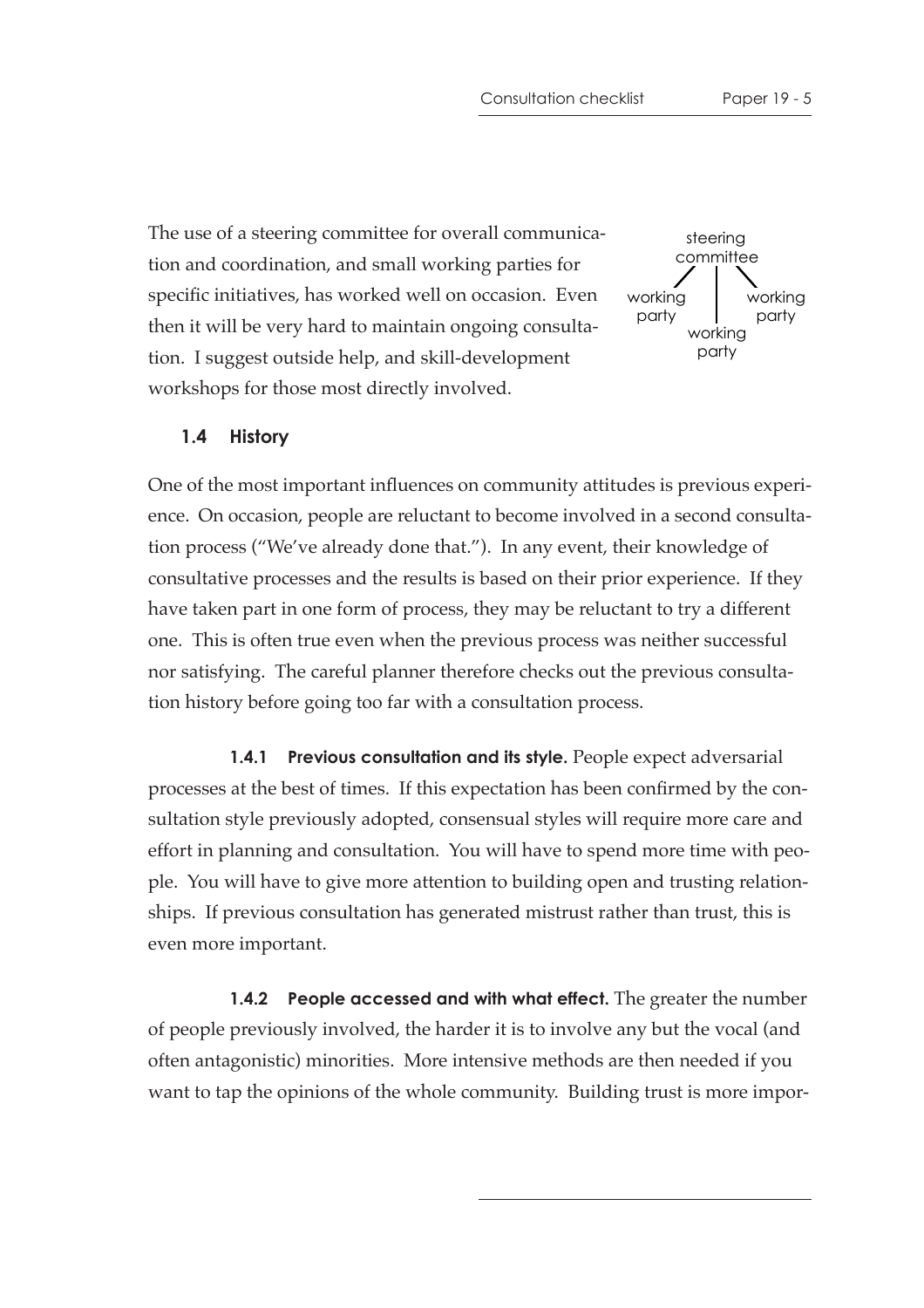The use of a steering committee for overall communication and coordination, and small working parties for specific initiatives, has worked well on occasion. Even then it will be very hard to maintain ongoing consultation. I suggest outside help, and skill-development workshops for those most directly involved.

steering committee

working party | working party | working party

### 1.4 History

One of the most important influences on community attitudes is previous experience. On occasion, people are reluctant to become involved in a second consultation process ("We've already done that."). In any event, their knowledge of consultative processes and the results is based on their prior experience. If they have taken part in one form of process, they may be reluctant to try a different one. This is often true even when the previous process was neither successful nor satisfying. The careful planner therefore checks out the previous consultation history before going too far with a consultation process.

**1.4.1 Previous consultation and its style.** People expect adversarial processes at the best of times. If this expectation has been confirmed by the consultation style previously adopted, consensual styles will require more care and effort in planning and consultation. You will have to spend more time with people. You will have to give more attention to building open and trusting relationships. If previous consultation has generated mistrust rather than trust, this is even more important.

**1.4.2 People accessed and with what effect.** The greater the number of people previously involved, the harder it is to involve any but the vocal (and often antagonistic) minorities. More intensive methods are then needed if you want to tap the opinions of the whole community. Building trust is more impor-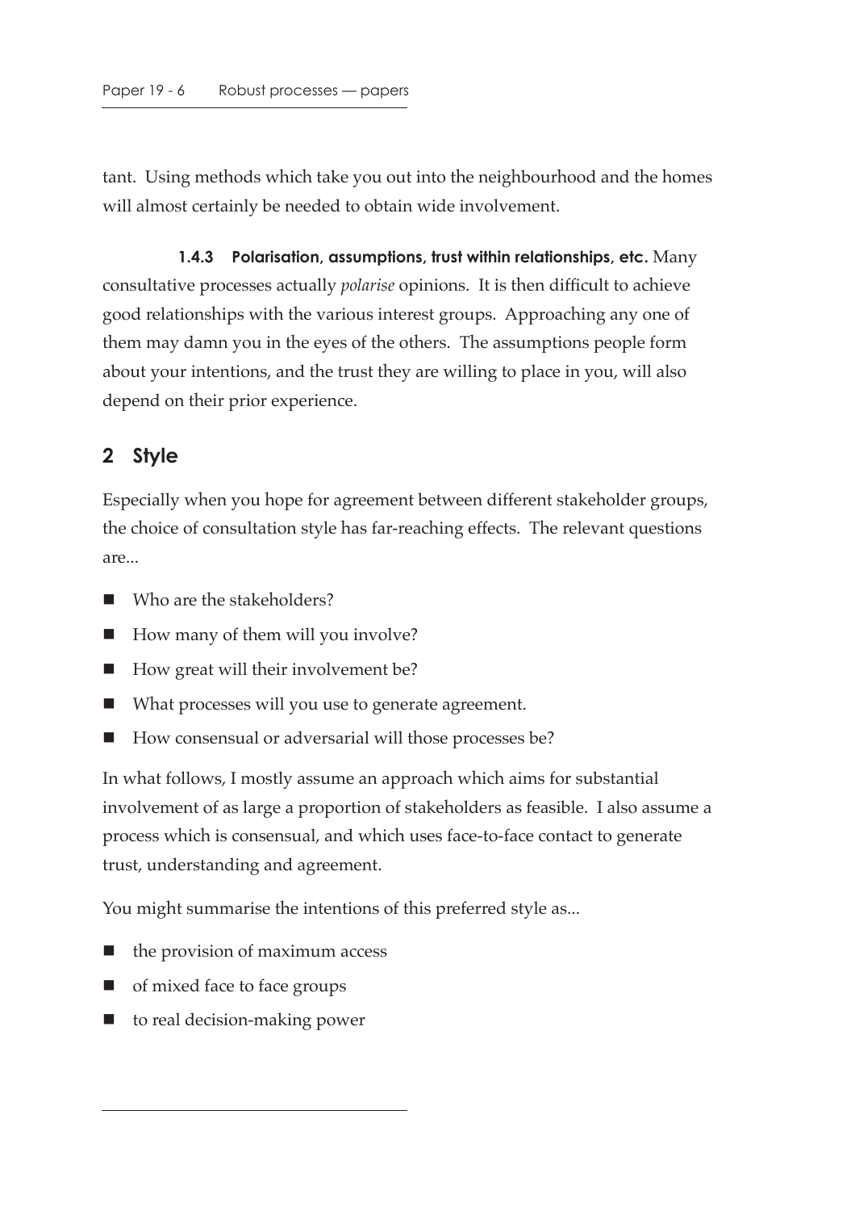tant. Using methods which take you out into the neighbourhood and the homes will almost certainly be needed to obtain wide involvement.

**1.4.3 Polarisation, assumptions, trust within relationships, etc.** Many consultative processes actually *polarise* opinions. It is then difficult to achieve good relationships with the various interest groups. Approaching any one of them may damn you in the eyes of the others. The assumptions people form about your intentions, and the trust they are willing to place in you, will also depend on their prior experience.

## 2 Style

Especially when you hope for agreement between different stakeholder groups, the choice of consultation style has far-reaching effects. The relevant questions are...

- Who are the stakeholders?
- How many of them will you involve?
- How great will their involvement be?
- What processes will you use to generate agreement.
- How consensual or adversarial will those processes be?

In what follows, I mostly assume an approach which aims for substantial involvement of as large a proportion of stakeholders as feasible. I also assume a process which is consensual, and which uses face-to-face contact to generate trust, understanding and agreement.

You might summarise the intentions of this preferred style as...

- the provision of maximum access
- of mixed face to face groups
- to real decision-making power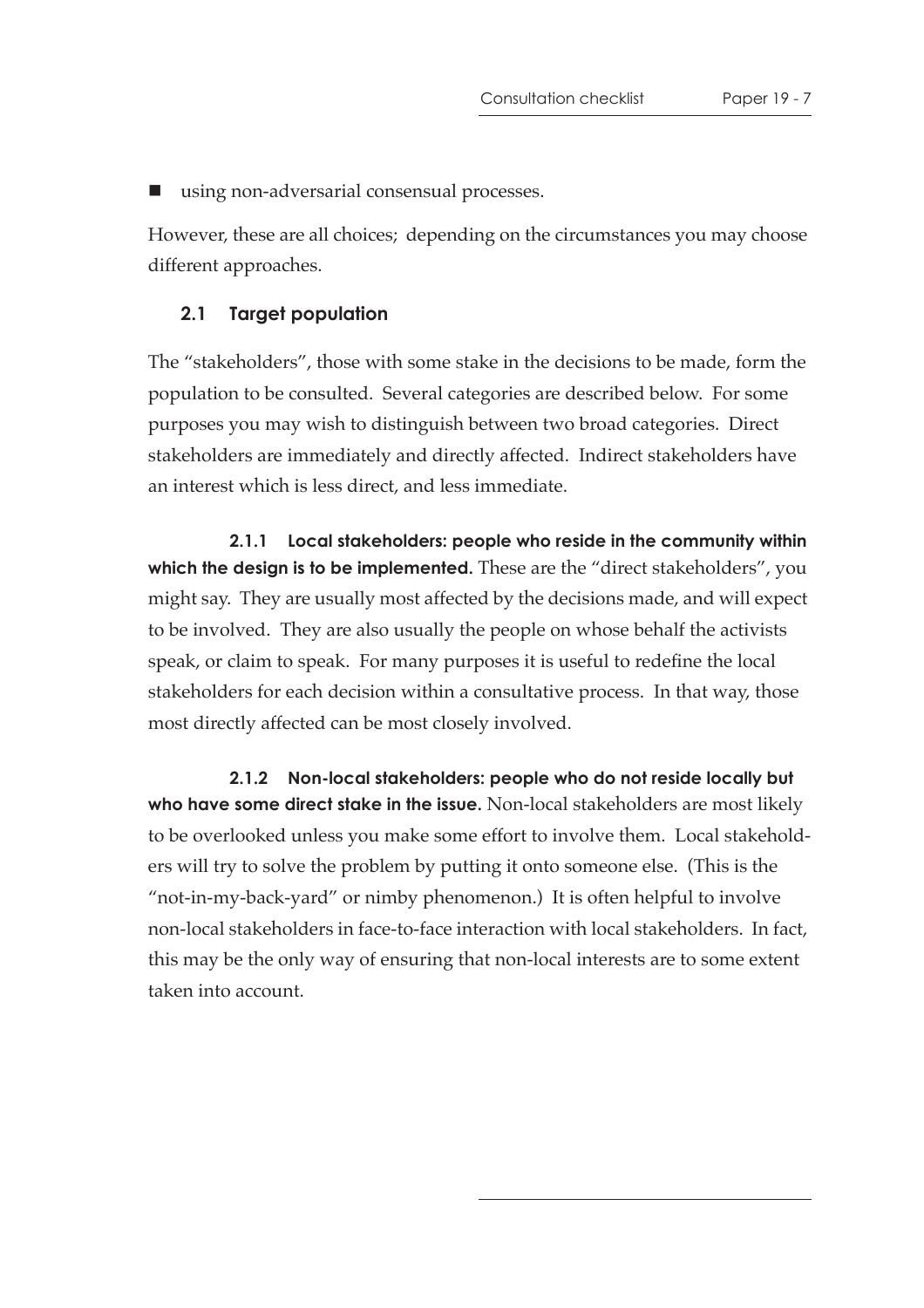- using non-adversarial consensual processes.

However, these are all choices; depending on the circumstances you may choose different approaches.

## 2.1 Target population

The "stakeholders", those with some stake in the decisions to be made, form the population to be consulted. Several categories are described below. For some purposes you may wish to distinguish between two broad categories. Direct stakeholders are immediately and directly affected. Indirect stakeholders have an interest which is less direct, and less immediate.

**2.1.1 Local stakeholders: people who reside in the community within which the design is to be implemented.** These are the "direct stakeholders", you might say. They are usually most affected by the decisions made, and will expect to be involved. They are also usually the people on whose behalf the activists speak, or claim to speak. For many purposes it is useful to redefine the local stakeholders for each decision within a consultative process. In that way, those most directly affected can be most closely involved.

**2.1.2 Non-local stakeholders: people who do not reside locally but who have some direct stake in the issue.** Non-local stakeholders are most likely to be overlooked unless you make some effort to involve them. Local stakeholders will try to solve the problem by putting it onto someone else. (This is the "not-in-my-back-yard" or nimby phenomenon.) It is often helpful to involve non-local stakeholders in face-to-face interaction with local stakeholders. In fact, this may be the only way of ensuring that non-local interests are to some extent taken into account.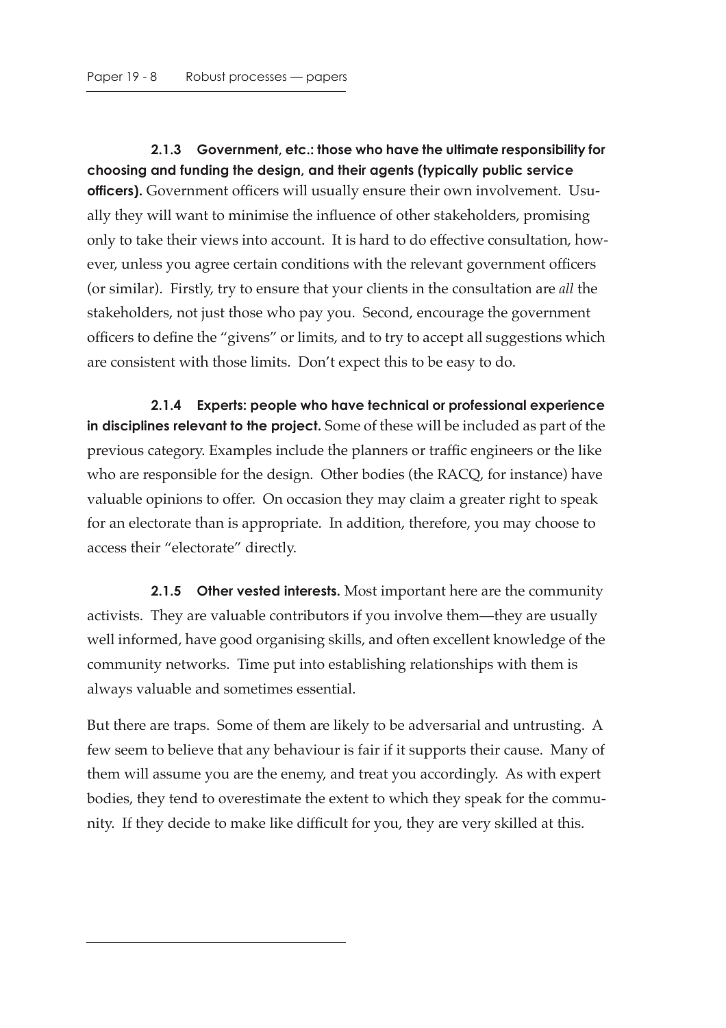**2.1.3 Government, etc.: those who have the ultimate responsibility for choosing and funding the design, and their agents (typically public service officers).** Government officers will usually ensure their own involvement. Usually they will want to minimise the influence of other stakeholders, promising only to take their views into account. It is hard to do effective consultation, however, unless you agree certain conditions with the relevant government officers (or similar). Firstly, try to ensure that your clients in the consultation are *all* the stakeholders, not just those who pay you. Second, encourage the government officers to define the "givens" or limits, and to try to accept all suggestions which are consistent with those limits. Don't expect this to be easy to do.

**2.1.4 Experts: people who have technical or professional experience in disciplines relevant to the project.** Some of these will be included as part of the previous category. Examples include the planners or traffic engineers or the like who are responsible for the design. Other bodies (the RACQ, for instance) have valuable opinions to offer. On occasion they may claim a greater right to speak for an electorate than is appropriate. In addition, therefore, you may choose to access their "electorate" directly.

**2.1.5 Other vested interests.** Most important here are the community activists. They are valuable contributors if you involve them—they are usually well informed, have good organising skills, and often excellent knowledge of the community networks. Time put into establishing relationships with them is always valuable and sometimes essential.

But there are traps. Some of them are likely to be adversarial and untrusting. A few seem to believe that any behaviour is fair if it supports their cause. Many of them will assume you are the enemy, and treat you accordingly. As with expert bodies, they tend to overestimate the extent to which they speak for the community. If they decide to make like difficult for you, they are very skilled at this.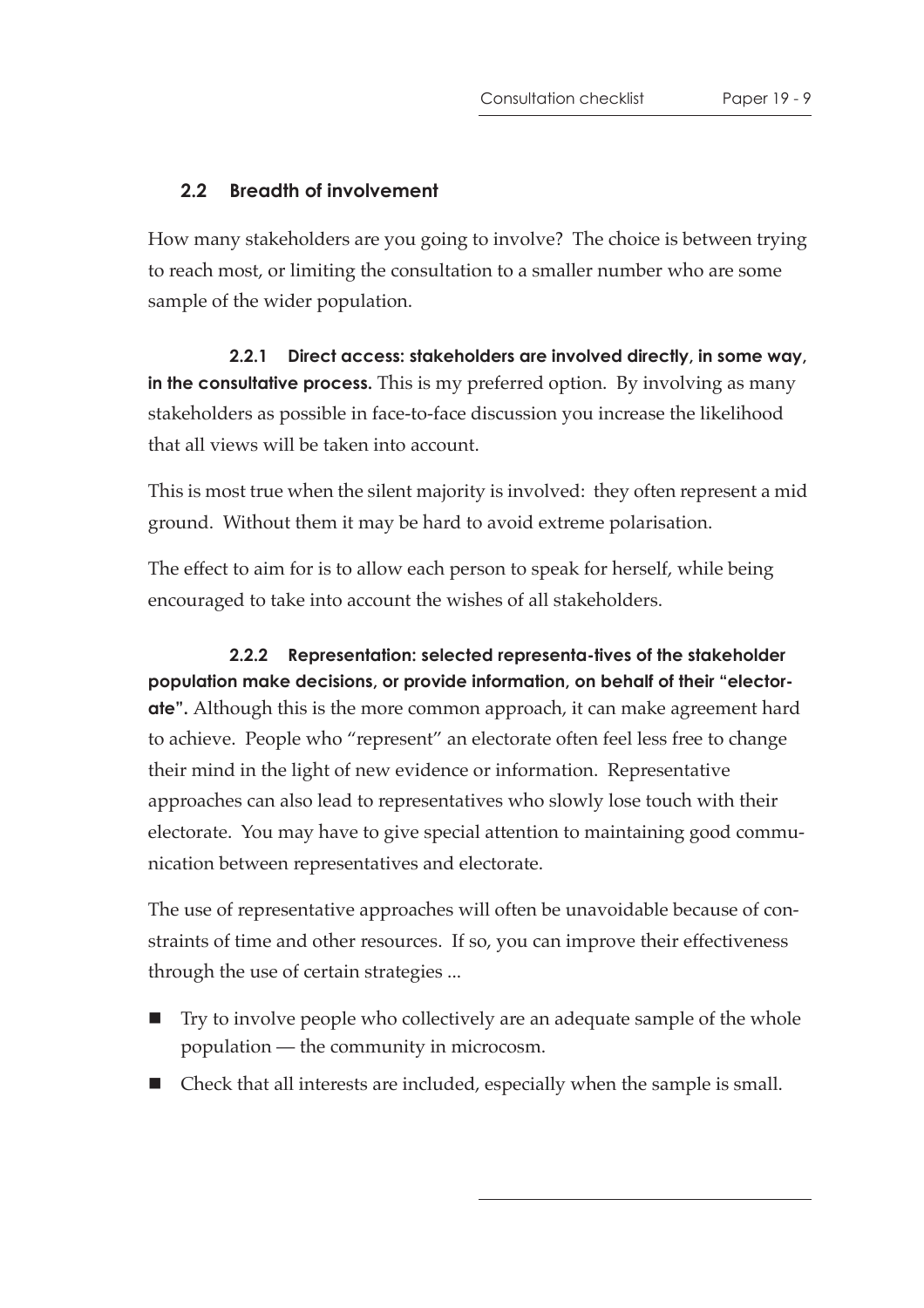## 2.2 Breadth of involvement

How many stakeholders are you going to involve? The choice is between trying to reach most, or limiting the consultation to a smaller number who are some sample of the wider population.

**2.2.1 Direct access: stakeholders are involved directly, in some way, in the consultative process.** This is my preferred option. By involving as many stakeholders as possible in face-to-face discussion you increase the likelihood that all views will be taken into account.

This is most true when the silent majority is involved: they often represent a mid ground. Without them it may be hard to avoid extreme polarisation.

The effect to aim for is to allow each person to speak for herself, while being encouraged to take into account the wishes of all stakeholders.

**2.2.2 Representation: selected representa-tives of the stakeholder population make decisions, or provide information, on behalf of their "electorate".** Although this is the more common approach, it can make agreement hard to achieve. People who "represent" an electorate often feel less free to change their mind in the light of new evidence or information. Representative approaches can also lead to representatives who slowly lose touch with their electorate. You may have to give special attention to maintaining good communication between representatives and electorate.

The use of representative approaches will often be unavoidable because of constraints of time and other resources. If so, you can improve their effectiveness through the use of certain strategies ...

- Try to involve people who collectively are an adequate sample of the whole population — the community in microcosm.
- Check that all interests are included, especially when the sample is small.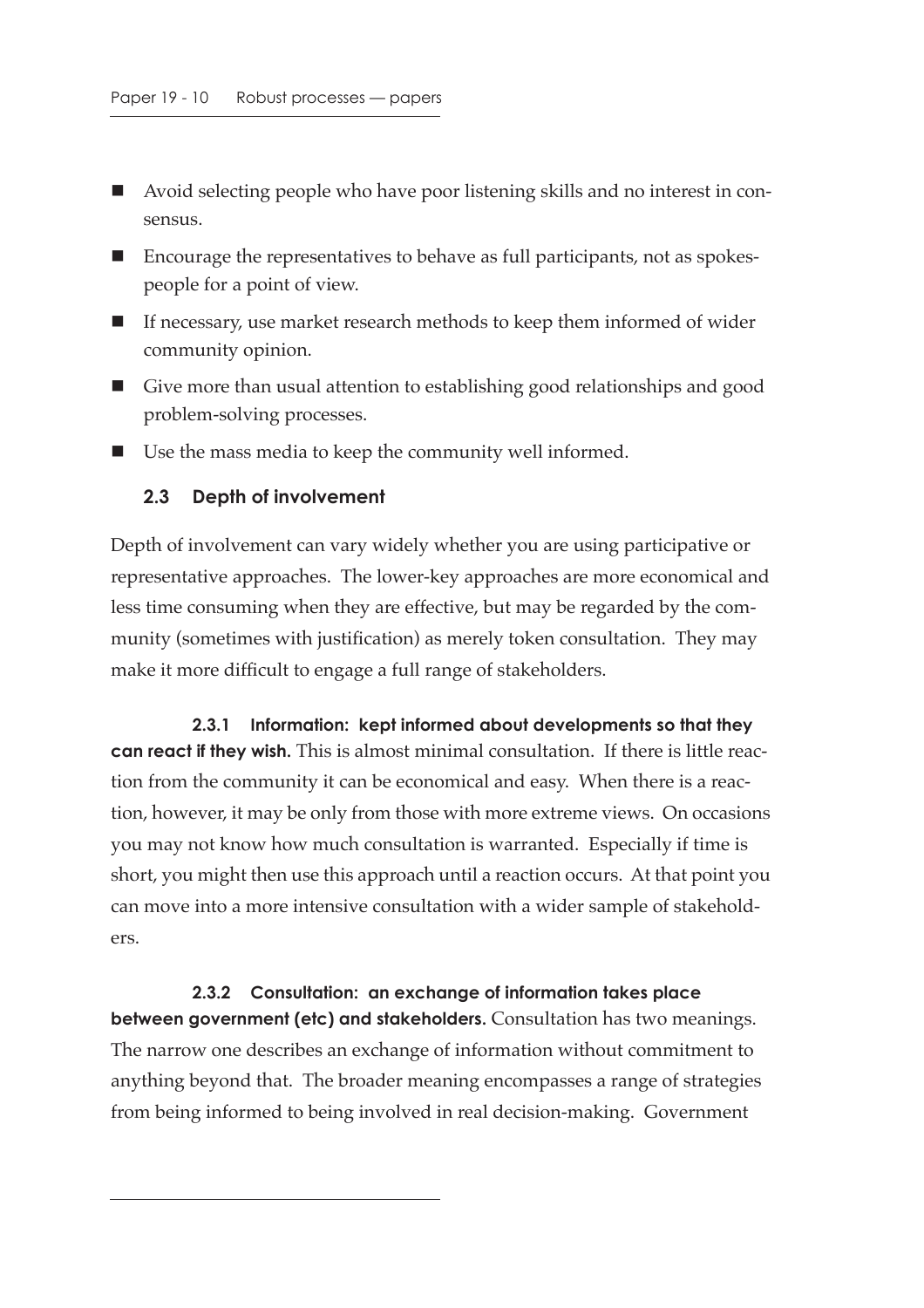- Avoid selecting people who have poor listening skills and no interest in consensus.
- Encourage the representatives to behave as full participants, not as spokespeople for a point of view.
- If necessary, use market research methods to keep them informed of wider community opinion.
- Give more than usual attention to establishing good relationships and good problem-solving processes.
- Use the mass media to keep the community well informed.

### 2.3 Depth of involvement

Depth of involvement can vary widely whether you are using participative or representative approaches. The lower-key approaches are more economical and less time consuming when they are effective, but may be regarded by the community (sometimes with justification) as merely token consultation. They may make it more difficult to engage a full range of stakeholders.

**2.3.1 Information: kept informed about developments so that they can react if they wish.** This is almost minimal consultation. If there is little reaction from the community it can be economical and easy. When there is a reaction, however, it may be only from those with more extreme views. On occasions you may not know how much consultation is warranted. Especially if time is short, you might then use this approach until a reaction occurs. At that point you can move into a more intensive consultation with a wider sample of stakeholders.

**2.3.2 Consultation: an exchange of information takes place between government (etc) and stakeholders.** Consultation has two meanings. The narrow one describes an exchange of information without commitment to anything beyond that. The broader meaning encompasses a range of strategies from being informed to being involved in real decision-making. Government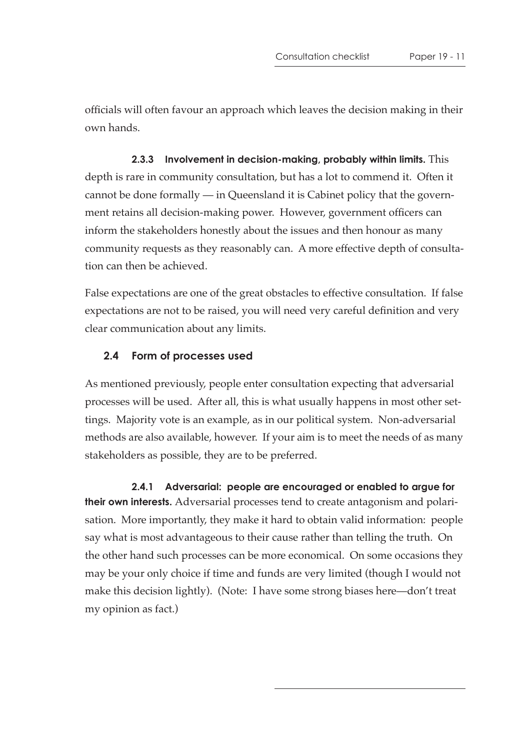officials will often favour an approach which leaves the decision making in their own hands.

**2.3.3 Involvement in decision-making, probably within limits.** This depth is rare in community consultation, but has a lot to commend it. Often it cannot be done formally — in Queensland it is Cabinet policy that the government retains all decision-making power. However, government officers can inform the stakeholders honestly about the issues and then honour as many community requests as they reasonably can. A more effective depth of consultation can then be achieved.

False expectations are one of the great obstacles to effective consultation. If false expectations are not to be raised, you will need very careful definition and very clear communication about any limits.

### 2.4 Form of processes used

As mentioned previously, people enter consultation expecting that adversarial processes will be used. After all, this is what usually happens in most other settings. Majority vote is an example, as in our political system. Non-adversarial methods are also available, however. If your aim is to meet the needs of as many stakeholders as possible, they are to be preferred.

**2.4.1 Adversarial: people are encouraged or enabled to argue for their own interests.** Adversarial processes tend to create antagonism and polarisation. More importantly, they make it hard to obtain valid information: people say what is most advantageous to their cause rather than telling the truth. On the other hand such processes can be more economical. On some occasions they may be your only choice if time and funds are very limited (though I would not make this decision lightly). (Note: I have some strong biases here—don't treat my opinion as fact.)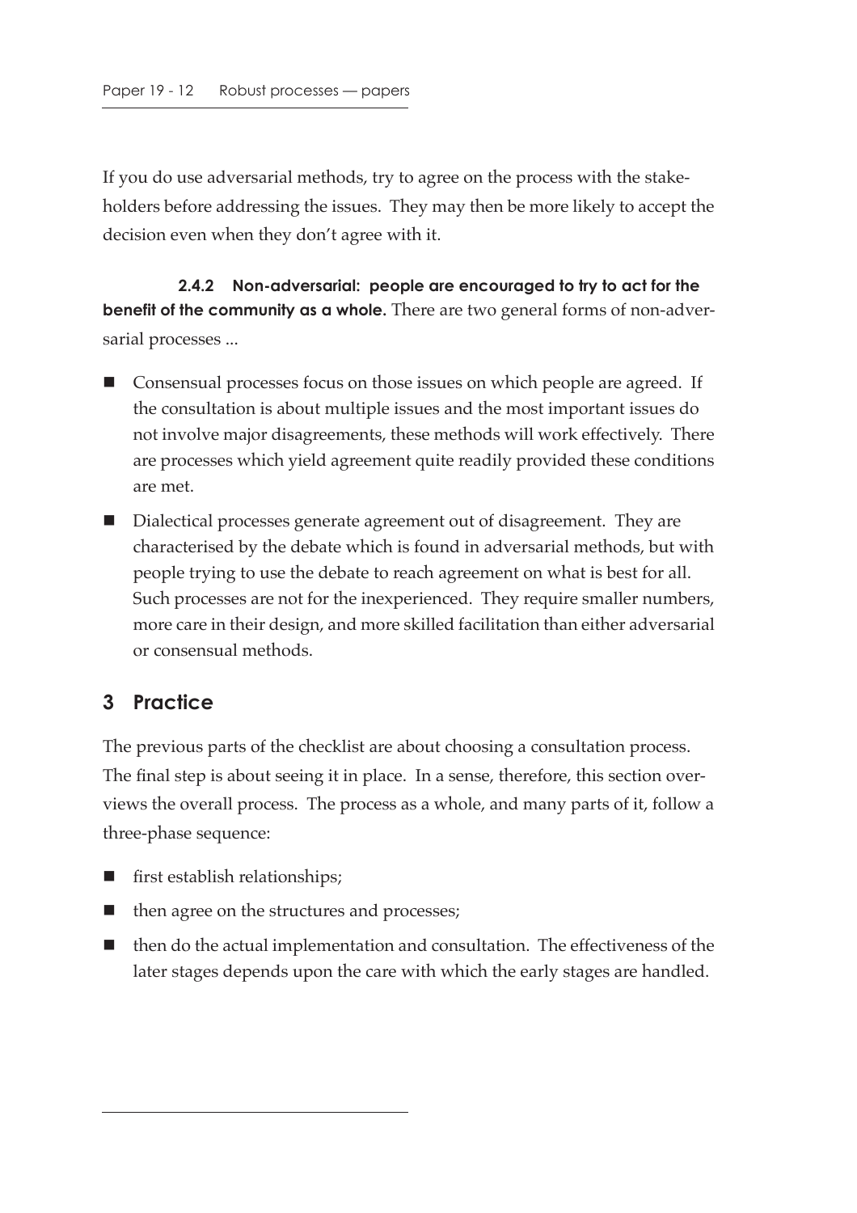If you do use adversarial methods, try to agree on the process with the stakeholders before addressing the issues. They may then be more likely to accept the decision even when they don't agree with it.

**2.4.2 Non-adversarial: people are encouraged to try to act for the benefit of the community as a whole.** There are two general forms of non-adversarial processes ...

- Consensual processes focus on those issues on which people are agreed. If the consultation is about multiple issues and the most important issues do not involve major disagreements, these methods will work effectively. There are processes which yield agreement quite readily provided these conditions are met.
- Dialectical processes generate agreement out of disagreement. They are characterised by the debate which is found in adversarial methods, but with people trying to use the debate to reach agreement on what is best for all. Such processes are not for the inexperienced. They require smaller numbers, more care in their design, and more skilled facilitation than either adversarial or consensual methods.

## 3 Practice

The previous parts of the checklist are about choosing a consultation process. The final step is about seeing it in place. In a sense, therefore, this section overviews the overall process. The process as a whole, and many parts of it, follow a three-phase sequence:

- first establish relationships;
- then agree on the structures and processes;
- then do the actual implementation and consultation. The effectiveness of the later stages depends upon the care with which the early stages are handled.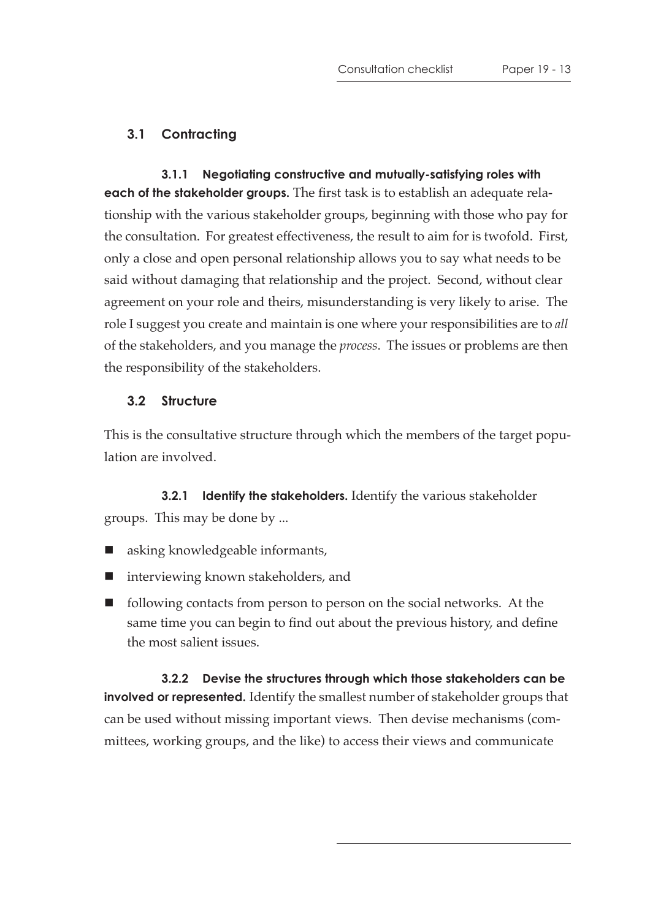## 3.1 Contracting

**3.1.1 Negotiating constructive and mutually-satisfying roles with each of the stakeholder groups.** The first task is to establish an adequate relationship with the various stakeholder groups, beginning with those who pay for the consultation. For greatest effectiveness, the result to aim for is twofold. First, only a close and open personal relationship allows you to say what needs to be said without damaging that relationship and the project. Second, without clear agreement on your role and theirs, misunderstanding is very likely to arise. The role I suggest you create and maintain is one where your responsibilities are to *all* of the stakeholders, and you manage the *process*. The issues or problems are then the responsibility of the stakeholders.

## 3.2 Structure

This is the consultative structure through which the members of the target population are involved.

**3.2.1 Identify the stakeholders.** Identify the various stakeholder groups. This may be done by ...

- asking knowledgeable informants,
- interviewing known stakeholders, and
- following contacts from person to person on the social networks. At the same time you can begin to find out about the previous history, and define the most salient issues.

**3.2.2 Devise the structures through which those stakeholders can be involved or represented.** Identify the smallest number of stakeholder groups that can be used without missing important views. Then devise mechanisms (committees, working groups, and the like) to access their views and communicate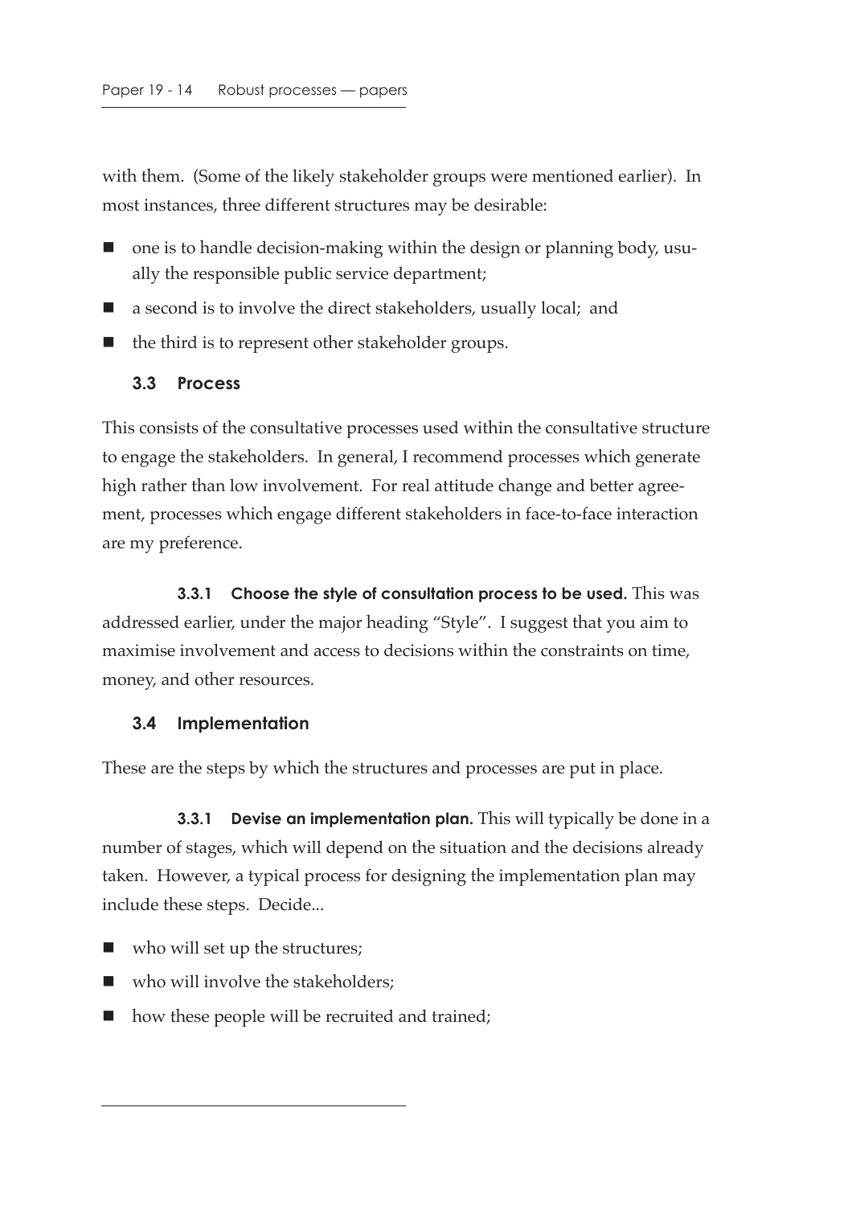with them. (Some of the likely stakeholder groups were mentioned earlier). In most instances, three different structures may be desirable:

- one is to handle decision-making within the design or planning body, usually the responsible public service department;
- a second is to involve the direct stakeholders, usually local; and
- the third is to represent other stakeholder groups.

### 3.3 Process

This consists of the consultative processes used within the consultative structure to engage the stakeholders. In general, I recommend processes which generate high rather than low involvement. For real attitude change and better agreement, processes which engage different stakeholders in face-to-face interaction are my preference.

**3.3.1 Choose the style of consultation process to be used.** This was addressed earlier, under the major heading "Style". I suggest that you aim to maximise involvement and access to decisions within the constraints on time, money, and other resources.

### 3.4 Implementation

These are the steps by which the structures and processes are put in place.

**3.3.1 Devise an implementation plan.** This will typically be done in a number of stages, which will depend on the situation and the decisions already taken. However, a typical process for designing the implementation plan may include these steps. Decide...

- who will set up the structures;
- who will involve the stakeholders;
- how these people will be recruited and trained;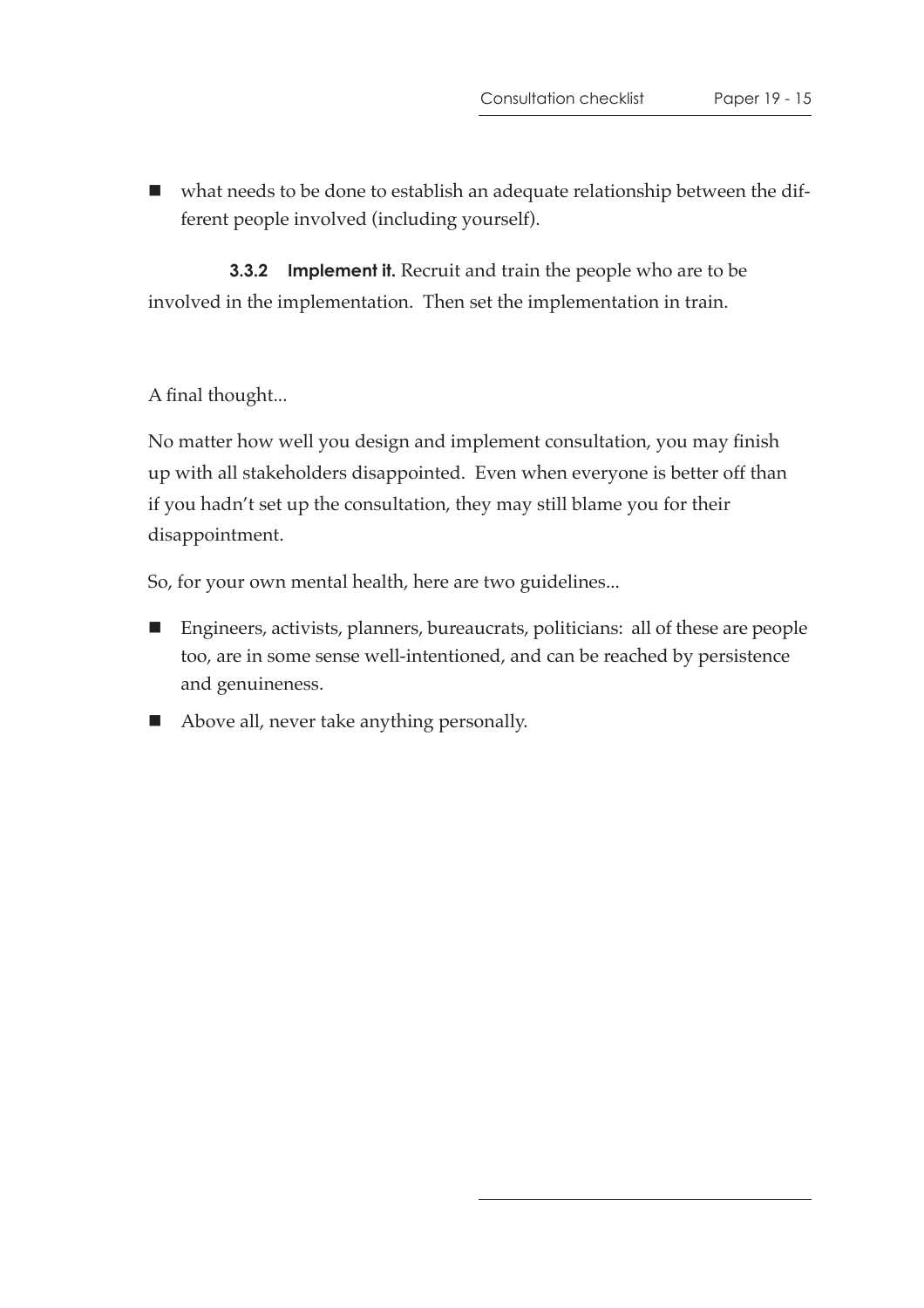- what needs to be done to establish an adequate relationship between the different people involved (including yourself).

**3.3.2 Implement it.** Recruit and train the people who are to be involved in the implementation. Then set the implementation in train.

A final thought...

No matter how well you design and implement consultation, you may finish up with all stakeholders disappointed. Even when everyone is better off than if you hadn't set up the consultation, they may still blame you for their disappointment.

So, for your own mental health, here are two guidelines...

- Engineers, activists, planners, bureaucrats, politicians: all of these are people too, are in some sense well-intentioned, and can be reached by persistence and genuineness.
- Above all, never take anything personally.